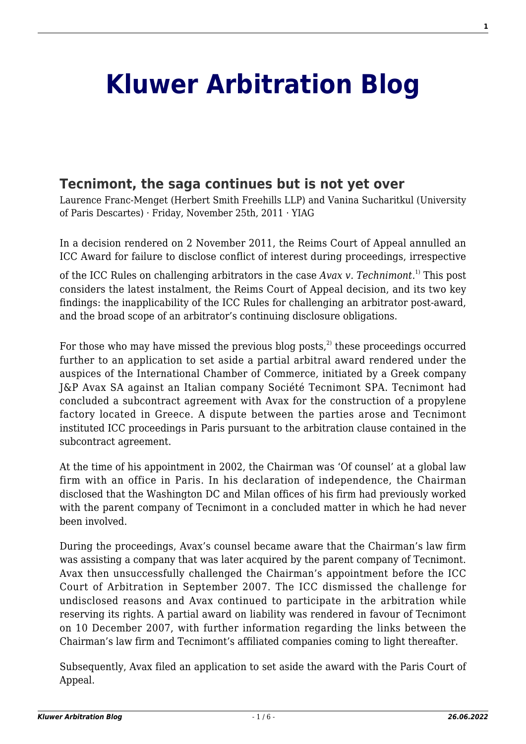# Kluwer Arbitration Blog

## Tecnimont, the saga continues but is not yet over

Laurence Franc-Menget (Herbert Smith Freehills LLP) and Vanina Sucharitkul (University of Paris Descartes) · Friday, November 25th, 2011 · YIAG

In a decision rendered on 2 November 2011, the Reims Court of Appeal annulled an ICC Award for failure to disclose conflict of interest during proceedings, irrespective of the ICC Rules on challenging arbitrators in the case *Avax v. Technimont*.[1] This post considers the latest instalment, the Reims Court of Appeal decision, and its two key findings: the inapplicability of the ICC Rules for challenging an arbitrator post-award, and the broad scope of an arbitrator's continuing disclosure obligations.

For those who may have missed the previous blog posts,[2] these proceedings occurred further to an application to set aside a partial arbitral award rendered under the auspices of the International Chamber of Commerce, initiated by a Greek company J&P Avax SA against an Italian company Société Tecnimont SPA. Tecnimont had concluded a subcontract agreement with Avax for the construction of a propylene factory located in Greece. A dispute between the parties arose and Tecnimont instituted ICC proceedings in Paris pursuant to the arbitration clause contained in the subcontract agreement.

At the time of his appointment in 2002, the Chairman was 'Of counsel' at a global law firm with an office in Paris. In his declaration of independence, the Chairman disclosed that the Washington DC and Milan offices of his firm had previously worked with the parent company of Tecnimont in a concluded matter in which he had never been involved.

During the proceedings, Avax's counsel became aware that the Chairman's law firm was assisting a company that was later acquired by the parent company of Tecnimont. Avax then unsuccessfully challenged the Chairman's appointment before the ICC Court of Arbitration in September 2007. The ICC dismissed the challenge for undisclosed reasons and Avax continued to participate in the arbitration while reserving its rights. A partial award on liability was rendered in favour of Tecnimont on 10 December 2007, with further information regarding the links between the Chairman's law firm and Tecnimont's affiliated companies coming to light thereafter.

Subsequently, Avax filed an application to set aside the award with the Paris Court of Appeal.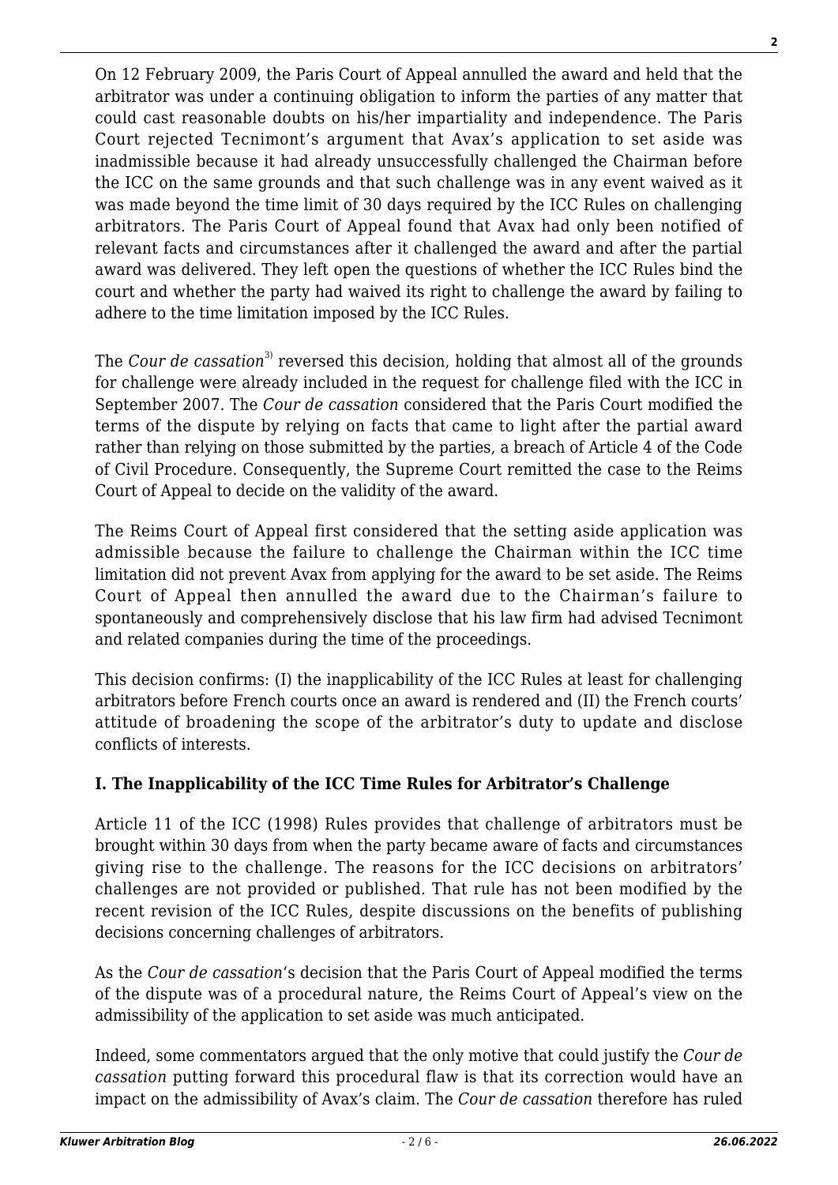On 12 February 2009, the Paris Court of Appeal annulled the award and held that the arbitrator was under a continuing obligation to inform the parties of any matter that could cast reasonable doubts on his/her impartiality and independence. The Paris Court rejected Tecnimont's argument that Avax's application to set aside was inadmissible because it had already unsuccessfully challenged the Chairman before the ICC on the same grounds and that such challenge was in any event waived as it was made beyond the time limit of 30 days required by the ICC Rules on challenging arbitrators. The Paris Court of Appeal found that Avax had only been notified of relevant facts and circumstances after it challenged the award and after the partial award was delivered. They left open the questions of whether the ICC Rules bind the court and whether the party had waived its right to challenge the award by failing to adhere to the time limitation imposed by the ICC Rules.

The *Cour de cassation*[3] reversed this decision, holding that almost all of the grounds for challenge were already included in the request for challenge filed with the ICC in September 2007. The *Cour de cassation* considered that the Paris Court modified the terms of the dispute by relying on facts that came to light after the partial award rather than relying on those submitted by the parties, a breach of Article 4 of the Code of Civil Procedure. Consequently, the Supreme Court remitted the case to the Reims Court of Appeal to decide on the validity of the award.

The Reims Court of Appeal first considered that the setting aside application was admissible because the failure to challenge the Chairman within the ICC time limitation did not prevent Avax from applying for the award to be set aside. The Reims Court of Appeal then annulled the award due to the Chairman's failure to spontaneously and comprehensively disclose that his law firm had advised Tecnimont and related companies during the time of the proceedings.

This decision confirms: (I) the inapplicability of the ICC Rules at least for challenging arbitrators before French courts once an award is rendered and (II) the French courts' attitude of broadening the scope of the arbitrator's duty to update and disclose conflicts of interests.

## I. The Inapplicability of the ICC Time Rules for Arbitrator's Challenge

Article 11 of the ICC (1998) Rules provides that challenge of arbitrators must be brought within 30 days from when the party became aware of facts and circumstances giving rise to the challenge. The reasons for the ICC decisions on arbitrators' challenges are not provided or published. That rule has not been modified by the recent revision of the ICC Rules, despite discussions on the benefits of publishing decisions concerning challenges of arbitrators.

As the *Cour de cassation*'s decision that the Paris Court of Appeal modified the terms of the dispute was of a procedural nature, the Reims Court of Appeal's view on the admissibility of the application to set aside was much anticipated.

Indeed, some commentators argued that the only motive that could justify the *Cour de cassation* putting forward this procedural flaw is that its correction would have an impact on the admissibility of Avax's claim. The *Cour de cassation* therefore has ruled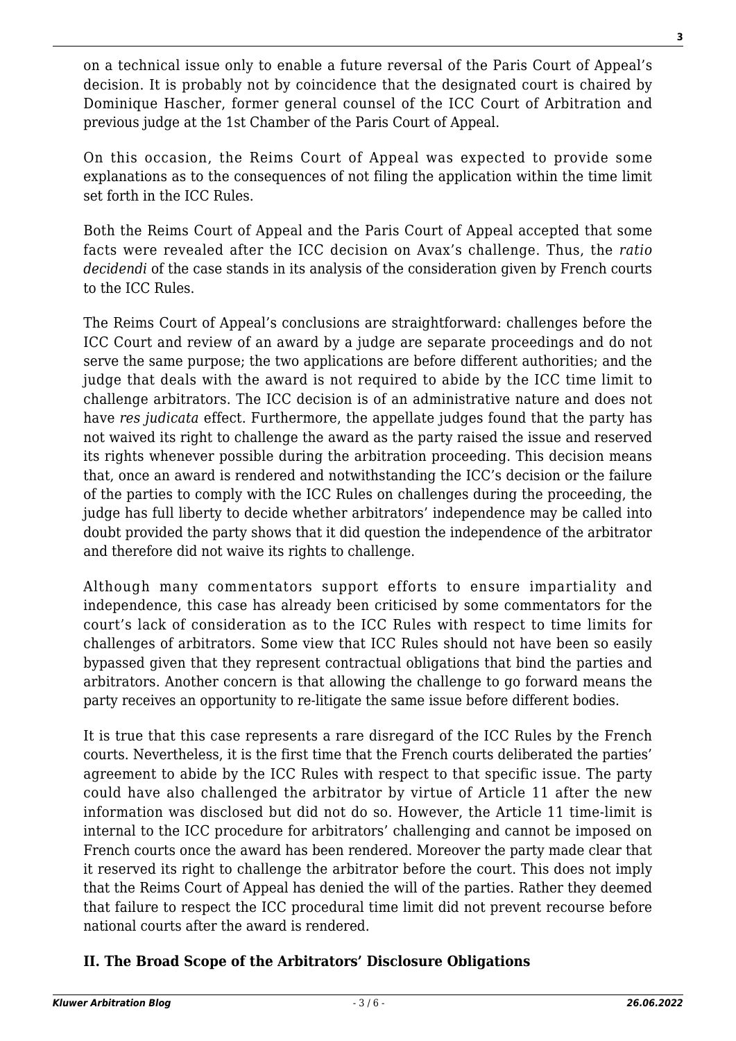on a technical issue only to enable a future reversal of the Paris Court of Appeal's decision. It is probably not by coincidence that the designated court is chaired by Dominique Hascher, former general counsel of the ICC Court of Arbitration and previous judge at the 1st Chamber of the Paris Court of Appeal.

On this occasion, the Reims Court of Appeal was expected to provide some explanations as to the consequences of not filing the application within the time limit set forth in the ICC Rules.

Both the Reims Court of Appeal and the Paris Court of Appeal accepted that some facts were revealed after the ICC decision on Avax's challenge. Thus, the *ratio decidendi* of the case stands in its analysis of the consideration given by French courts to the ICC Rules.

The Reims Court of Appeal's conclusions are straightforward: challenges before the ICC Court and review of an award by a judge are separate proceedings and do not serve the same purpose; the two applications are before different authorities; and the judge that deals with the award is not required to abide by the ICC time limit to challenge arbitrators. The ICC decision is of an administrative nature and does not have *res judicata* effect. Furthermore, the appellate judges found that the party has not waived its right to challenge the award as the party raised the issue and reserved its rights whenever possible during the arbitration proceeding. This decision means that, once an award is rendered and notwithstanding the ICC's decision or the failure of the parties to comply with the ICC Rules on challenges during the proceeding, the judge has full liberty to decide whether arbitrators' independence may be called into doubt provided the party shows that it did question the independence of the arbitrator and therefore did not waive its rights to challenge.

Although many commentators support efforts to ensure impartiality and independence, this case has already been criticised by some commentators for the court's lack of consideration as to the ICC Rules with respect to time limits for challenges of arbitrators. Some view that ICC Rules should not have been so easily bypassed given that they represent contractual obligations that bind the parties and arbitrators. Another concern is that allowing the challenge to go forward means the party receives an opportunity to re-litigate the same issue before different bodies.

It is true that this case represents a rare disregard of the ICC Rules by the French courts. Nevertheless, it is the first time that the French courts deliberated the parties' agreement to abide by the ICC Rules with respect to that specific issue. The party could have also challenged the arbitrator by virtue of Article 11 after the new information was disclosed but did not do so. However, the Article 11 time-limit is internal to the ICC procedure for arbitrators' challenging and cannot be imposed on French courts once the award has been rendered. Moreover the party made clear that it reserved its right to challenge the arbitrator before the court. This does not imply that the Reims Court of Appeal has denied the will of the parties. Rather they deemed that failure to respect the ICC procedural time limit did not prevent recourse before national courts after the award is rendered.

## II. The Broad Scope of the Arbitrators' Disclosure Obligations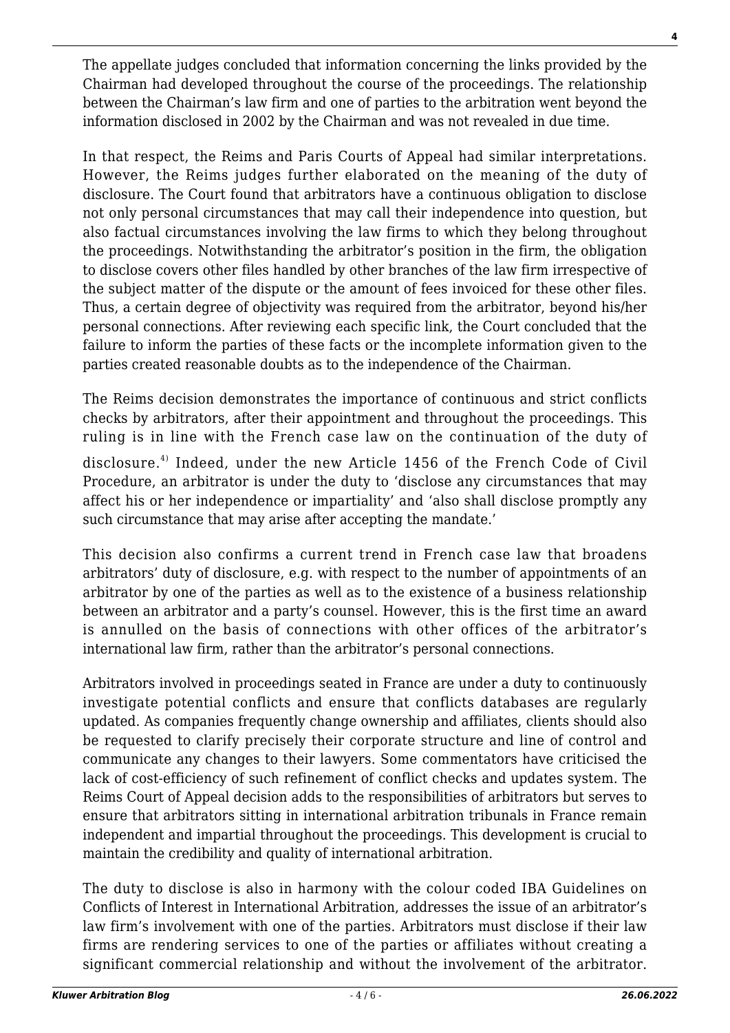The appellate judges concluded that information concerning the links provided by the Chairman had developed throughout the course of the proceedings. The relationship between the Chairman's law firm and one of parties to the arbitration went beyond the information disclosed in 2002 by the Chairman and was not revealed in due time.

In that respect, the Reims and Paris Courts of Appeal had similar interpretations. However, the Reims judges further elaborated on the meaning of the duty of disclosure. The Court found that arbitrators have a continuous obligation to disclose not only personal circumstances that may call their independence into question, but also factual circumstances involving the law firms to which they belong throughout the proceedings. Notwithstanding the arbitrator's position in the firm, the obligation to disclose covers other files handled by other branches of the law firm irrespective of the subject matter of the dispute or the amount of fees invoiced for these other files. Thus, a certain degree of objectivity was required from the arbitrator, beyond his/her personal connections. After reviewing each specific link, the Court concluded that the failure to inform the parties of these facts or the incomplete information given to the parties created reasonable doubts as to the independence of the Chairman.

The Reims decision demonstrates the importance of continuous and strict conflicts checks by arbitrators, after their appointment and throughout the proceedings. This ruling is in line with the French case law on the continuation of the duty of disclosure.[4] Indeed, under the new Article 1456 of the French Code of Civil Procedure, an arbitrator is under the duty to 'disclose any circumstances that may affect his or her independence or impartiality' and 'also shall disclose promptly any such circumstance that may arise after accepting the mandate.'

This decision also confirms a current trend in French case law that broadens arbitrators' duty of disclosure, e.g. with respect to the number of appointments of an arbitrator by one of the parties as well as to the existence of a business relationship between an arbitrator and a party's counsel. However, this is the first time an award is annulled on the basis of connections with other offices of the arbitrator's international law firm, rather than the arbitrator's personal connections.

Arbitrators involved in proceedings seated in France are under a duty to continuously investigate potential conflicts and ensure that conflicts databases are regularly updated. As companies frequently change ownership and affiliates, clients should also be requested to clarify precisely their corporate structure and line of control and communicate any changes to their lawyers. Some commentators have criticised the lack of cost-efficiency of such refinement of conflict checks and updates system. The Reims Court of Appeal decision adds to the responsibilities of arbitrators but serves to ensure that arbitrators sitting in international arbitration tribunals in France remain independent and impartial throughout the proceedings. This development is crucial to maintain the credibility and quality of international arbitration.

The duty to disclose is also in harmony with the colour coded IBA Guidelines on Conflicts of Interest in International Arbitration, addresses the issue of an arbitrator's law firm's involvement with one of the parties. Arbitrators must disclose if their law firms are rendering services to one of the parties or affiliates without creating a significant commercial relationship and without the involvement of the arbitrator.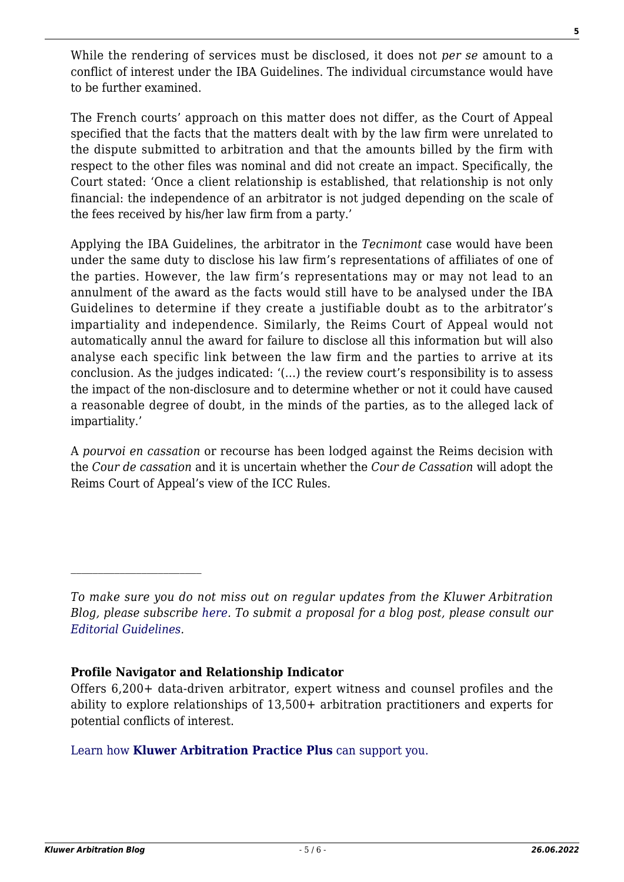While the rendering of services must be disclosed, it does not *per se* amount to a conflict of interest under the IBA Guidelines. The individual circumstance would have to be further examined.

The French courts' approach on this matter does not differ, as the Court of Appeal specified that the facts that the matters dealt with by the law firm were unrelated to the dispute submitted to arbitration and that the amounts billed by the firm with respect to the other files was nominal and did not create an impact. Specifically, the Court stated: 'Once a client relationship is established, that relationship is not only financial: the independence of an arbitrator is not judged depending on the scale of the fees received by his/her law firm from a party.'

Applying the IBA Guidelines, the arbitrator in the *Tecnimont* case would have been under the same duty to disclose his law firm's representations of affiliates of one of the parties. However, the law firm's representations may or may not lead to an annulment of the award as the facts would still have to be analysed under the IBA Guidelines to determine if they create a justifiable doubt as to the arbitrator's impartiality and independence. Similarly, the Reims Court of Appeal would not automatically annul the award for failure to disclose all this information but will also analyse each specific link between the law firm and the parties to arrive at its conclusion. As the judges indicated: '(…) the review court's responsibility is to assess the impact of the non-disclosure and to determine whether or not it could have caused a reasonable degree of doubt, in the minds of the parties, as to the alleged lack of impartiality.'

A *pourvoi en cassation* or recourse has been lodged against the Reims decision with the *Cour de cassation* and it is uncertain whether the *Cour de Cassation* will adopt the Reims Court of Appeal's view of the ICC Rules.

---

*To make sure you do not miss out on regular updates from the Kluwer Arbitration Blog, please subscribe here. To submit a proposal for a blog post, please consult our Editorial Guidelines.*

**Profile Navigator and Relationship Indicator**

Offers 6,200+ data-driven arbitrator, expert witness and counsel profiles and the ability to explore relationships of 13,500+ arbitration practitioners and experts for potential conflicts of interest.

Learn how **Kluwer Arbitration Practice Plus** can support you.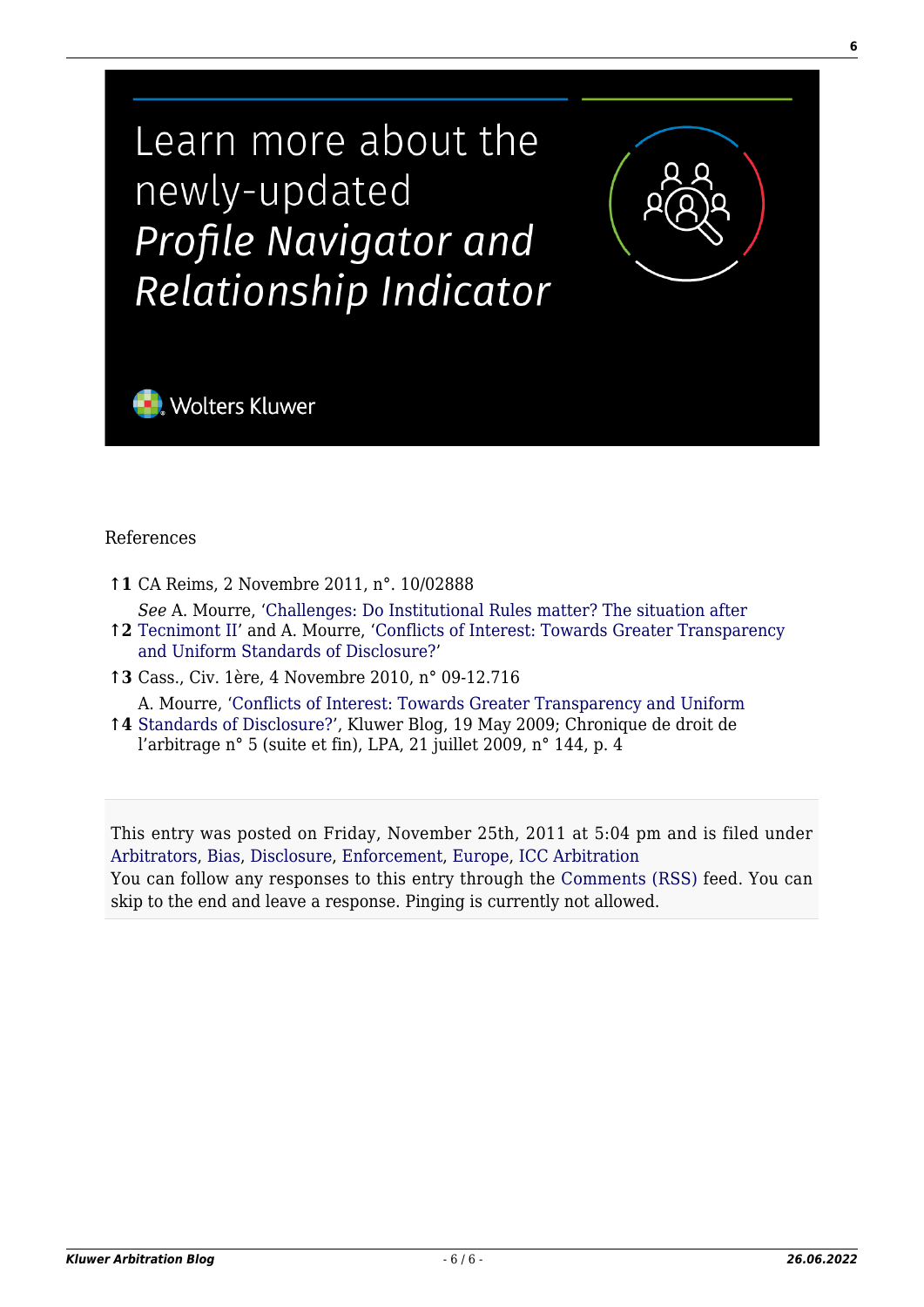Learn more about the newly-updated *Profile Navigator and Relationship Indicator*

Wolters Kluwer

References

↑**1** CA Reims, 2 Novembre 2011, n°. 10/02888

↑**2** *See* A. Mourre, 'Challenges: Do Institutional Rules matter? The situation after Tecnimont II' and A. Mourre, 'Conflicts of Interest: Towards Greater Transparency and Uniform Standards of Disclosure?'

↑**3** Cass., Civ. 1ère, 4 Novembre 2010, n° 09-12.716

↑**4** A. Mourre, 'Conflicts of Interest: Towards Greater Transparency and Uniform Standards of Disclosure?', Kluwer Blog, 19 May 2009; Chronique de droit de l'arbitrage n° 5 (suite et fin), LPA, 21 juillet 2009, n° 144, p. 4

This entry was posted on Friday, November 25th, 2011 at 5:04 pm and is filed under Arbitrators, Bias, Disclosure, Enforcement, Europe, ICC Arbitration
You can follow any responses to this entry through the Comments (RSS) feed. You can skip to the end and leave a response. Pinging is currently not allowed.